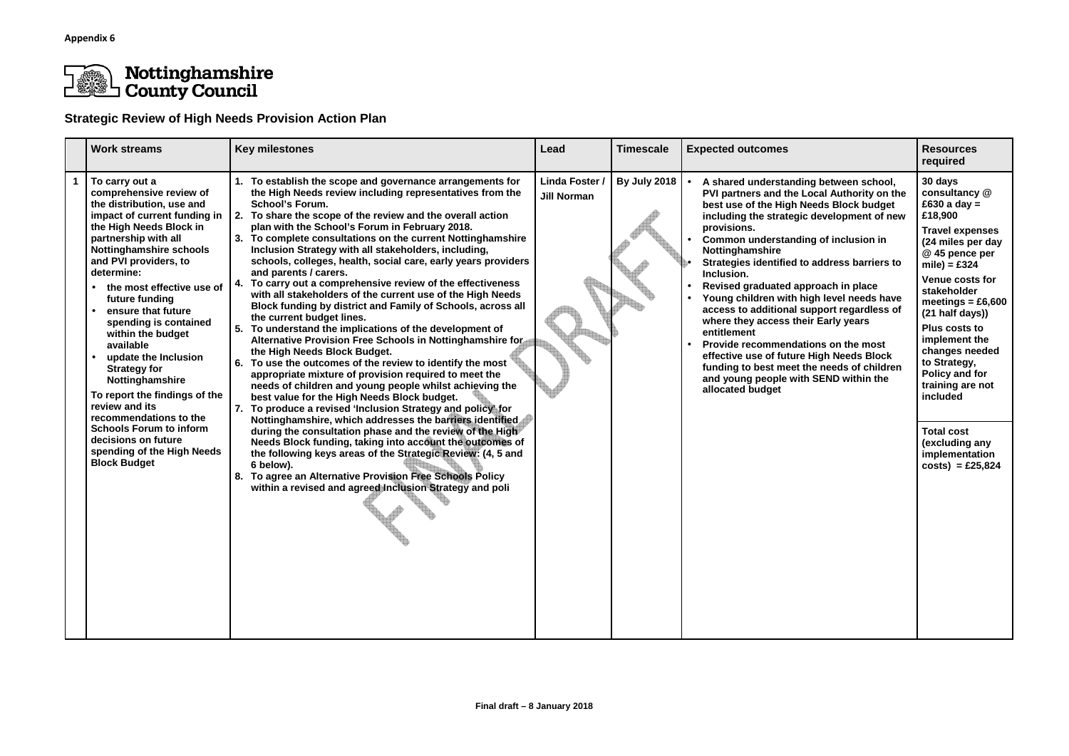**Appendix 6**

Nottinghamshire County Council

## Strategic Review of High Needs Provision Action Plan

| | Work streams | Key milestones | Lead | Timescale | Expected outcomes | Resources required |
|---|---|---|---|---|---|---|
| 1 | **To carry out a comprehensive review of the distribution, use and impact of current funding in the High Needs Block in partnership with all Nottinghamshire schools and PVI providers, to determine:**<br>• **the most effective use of future funding**<br>• **ensure that future spending is contained within the budget available**<br>• **update the Inclusion Strategy for Nottinghamshire**<br>**To report the findings of the review and its recommendations to the Schools Forum to inform decisions on future spending of the High Needs Block Budget** | **1. To establish the scope and governance arrangements for the High Needs review including representatives from the School's Forum.**<br>**2. To share the scope of the review and the overall action plan with the School's Forum in February 2018.**<br>**3. To complete consultations on the current Nottinghamshire Inclusion Strategy with all stakeholders, including, schools, colleges, health, social care, early years providers and parents / carers.**<br>**4. To carry out a comprehensive review of the effectiveness with all stakeholders of the current use of the High Needs Block funding by district and Family of Schools, across all the current budget lines.**<br>**5. To understand the implications of the development of Alternative Provision Free Schools in Nottinghamshire for the High Needs Block Budget.**<br>**6. To use the outcomes of the review to identify the most appropriate mixture of provision required to meet the needs of children and young people whilst achieving the best value for the High Needs Block budget.**<br>**7. To produce a revised 'Inclusion Strategy and policy' for Nottinghamshire, which addresses the barriers identified during the consultation phase and the review of the High Needs Block funding, taking into account the outcomes of the following keys areas of the Strategic Review: (4, 5 and 6 below).**<br>**8. To agree an Alternative Provision Free Schools Policy within a revised and agreed Inclusion Strategy and poli** | **Linda Foster / Jill Norman** | **By July 2018** | • **A shared understanding between school, PVI partners and the Local Authority on the best use of the High Needs Block budget including the strategic development of new provisions.**<br>• **Common understanding of inclusion in Nottinghamshire**<br>• **Strategies identified to address barriers to Inclusion.**<br>• **Revised graduated approach in place**<br>• **Young children with high level needs have access to additional support regardless of where they access their Early years entitlement**<br>• **Provide recommendations on the most effective use of future High Needs Block funding to best meet the needs of children and young people with SEND within the allocated budget** | **30 days consultancy @ £630 a day = £18,900**<br>**Travel expenses (24 miles per day @ 45 pence per mile) = £324**<br>**Venue costs for stakeholder meetings = £6,600 (21 half days))**<br>**Plus costs to implement the changes needed to Strategy, Policy and for training are not included**<br>**Total cost (excluding any implementation costs) = £25,824** |

**Final draft – 8 January 2018**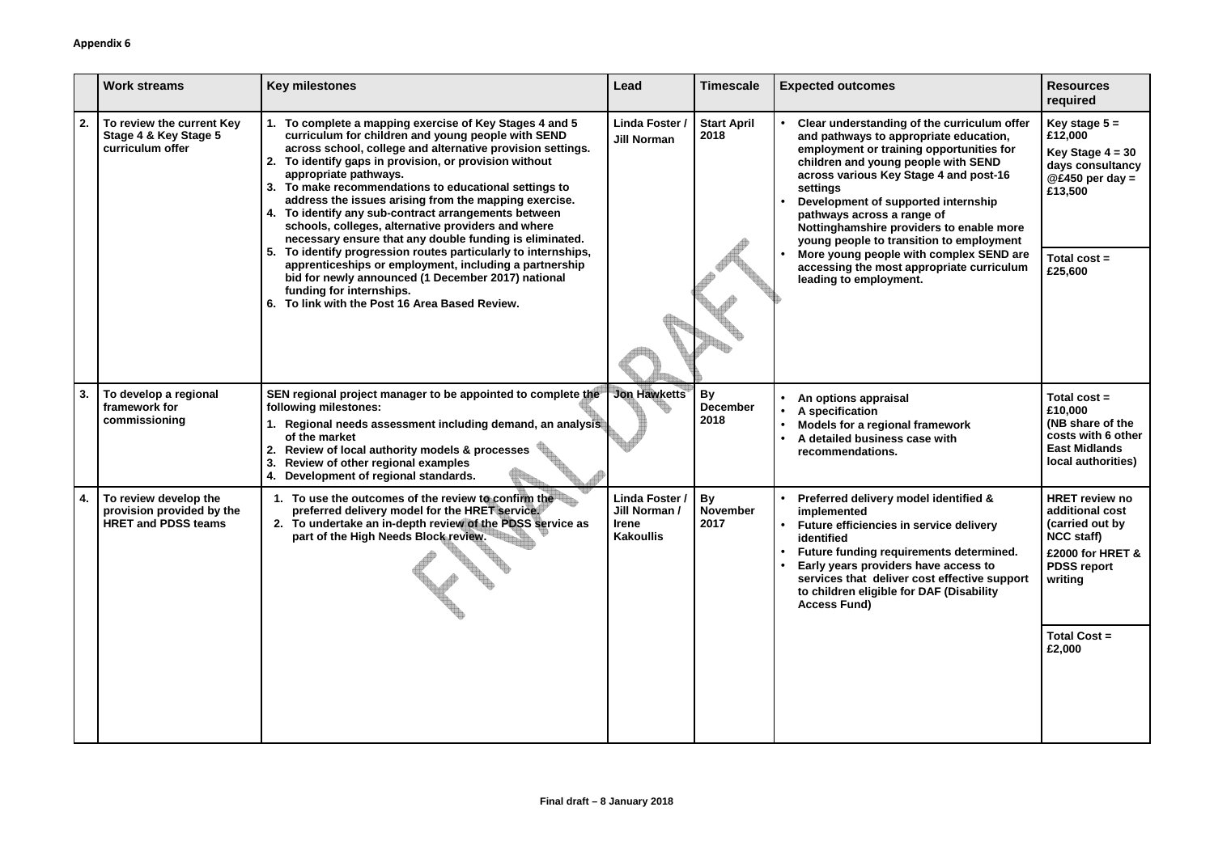**Appendix 6**

| | Work streams | Key milestones | Lead | Timescale | Expected outcomes | Resources required |
|---|---|---|---|---|---|---|
| **2.** | **To review the current Key Stage 4 & Key Stage 5 curriculum offer** | 1. **To complete a mapping exercise of Key Stages 4 and 5 curriculum for children and young people with SEND across school, college and alternative provision settings.**<br>2. **To identify gaps in provision, or provision without appropriate pathways.**<br>3. **To make recommendations to educational settings to address the issues arising from the mapping exercise.**<br>4. **To identify any sub-contract arrangements between schools, colleges, alternative providers and where necessary ensure that any double funding is eliminated.**<br>5. **To identify progression routes particularly to internships, apprenticeships or employment, including a partnership bid for newly announced (1 December 2017) national funding for internships.**<br>6. **To link with the Post 16 Area Based Review.** | **Linda Foster / Jill Norman** | **Start April 2018** | • **Clear understanding of the curriculum offer and pathways to appropriate education, employment or training opportunities for children and young people with SEND across various Key Stage 4 and post-16 settings**<br>• **Development of supported internship pathways across a range of Nottinghamshire providers to enable more young people to transition to employment**<br>• **More young people with complex SEND are accessing the most appropriate curriculum leading to employment.** | **Key stage 5 = £12,000**<br>**Key Stage 4 = 30 days consultancy @£450 per day = £13,500**<br><br>**Total cost = £25,600** |
| **3.** | **To develop a regional framework for commissioning** | **SEN regional project manager to be appointed to complete the following milestones:**<br>1. **Regional needs assessment including demand, an analysis of the market**<br>2. **Review of local authority models & processes**<br>3. **Review of other regional examples**<br>4. **Development of regional standards.** | **Jon Hawketts** | **By December 2018** | • **An options appraisal**<br>• **A specification**<br>• **Models for a regional framework**<br>• **A detailed business case with recommendations.** | **Total cost = £10,000 (NB share of the costs with 6 other East Midlands local authorities)** |
| **4.** | **To review develop the provision provided by the HRET and PDSS teams** | 1. **To use the outcomes of the review to confirm the preferred delivery model for the HRET service.**<br>2. **To undertake an in-depth review of the PDSS service as part of the High Needs Block review.** | **Linda Foster / Jill Norman / Irene Kakoullis** | **By November 2017** | • **Preferred delivery model identified & implemented**<br>• **Future efficiencies in service delivery identified**<br>• **Future funding requirements determined.**<br>• **Early years providers have access to services that deliver cost effective support to children eligible for DAF (Disability Access Fund)** | **HRET review no additional cost (carried out by NCC staff)**<br>**£2000 for HRET & PDSS report writing**<br><br>**Total Cost = £2,000** |

**Final draft – 8 January 2018**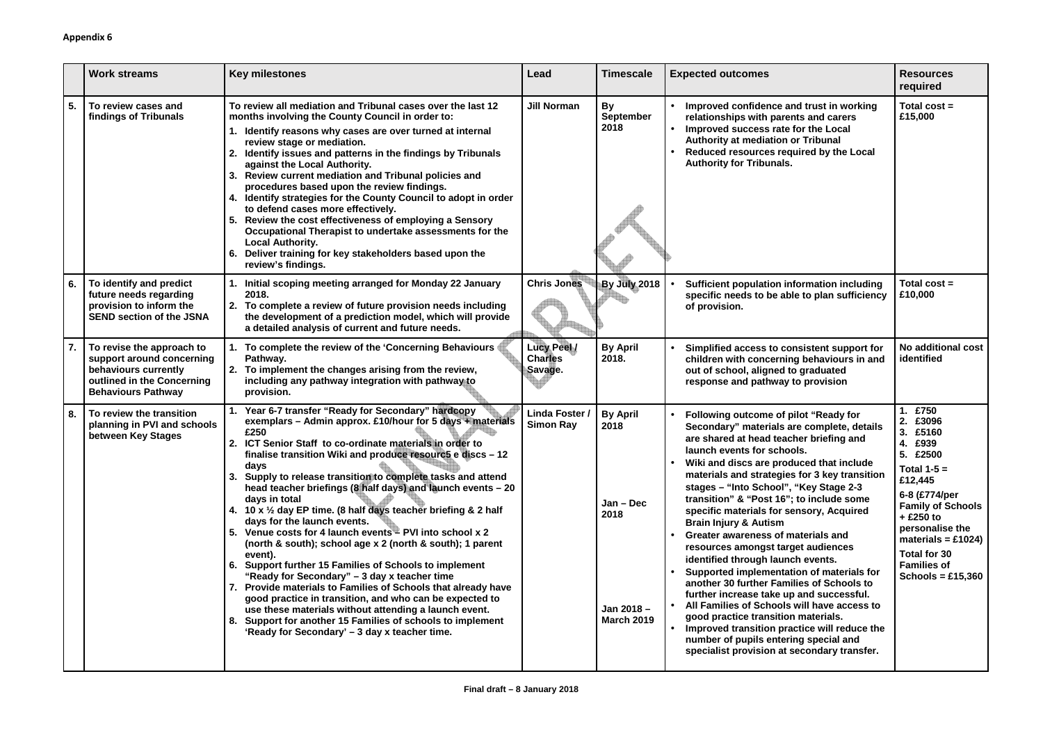**Appendix 6**

| | Work streams | Key milestones | Lead | Timescale | Expected outcomes | Resources required |
|---|---|---|---|---|---|---|
| **5.** | **To review cases and findings of Tribunals** | **To review all mediation and Tribunal cases over the last 12 months involving the County Council in order to:**<br>**1. Identify reasons why cases are over turned at internal review stage or mediation.**<br>**2. Identify issues and patterns in the findings by Tribunals against the Local Authority.**<br>**3. Review current mediation and Tribunal policies and procedures based upon the review findings.**<br>**4. Identify strategies for the County Council to adopt in order to defend cases more effectively.**<br>**5. Review the cost effectiveness of employing a Sensory Occupational Therapist to undertake assessments for the Local Authority.**<br>**6. Deliver training for key stakeholders based upon the review's findings.** | **Jill Norman** | **By September 2018** | • **Improved confidence and trust in working relationships with parents and carers**<br>• **Improved success rate for the Local Authority at mediation or Tribunal**<br>• **Reduced resources required by the Local Authority for Tribunals.** | **Total cost = £15,000** |
| **6.** | **To identify and predict future needs regarding provision to inform the SEND section of the JSNA** | **1. Initial scoping meeting arranged for Monday 22 January 2018.**<br>**2. To complete a review of future provision needs including the development of a prediction model, which will provide a detailed analysis of current and future needs.** | **Chris Jones** | **By July 2018** | • **Sufficient population information including specific needs to be able to plan sufficiency of provision.** | **Total cost = £10,000** |
| **7.** | **To revise the approach to support around concerning behaviours currently outlined in the Concerning Behaviours Pathway** | **1. To complete the review of the 'Concerning Behaviours Pathway.**<br>**2. To implement the changes arising from the review, including any pathway integration with pathway to provision.** | **Lucy Peel / Charles Savage.** | **By April 2018.** | • **Simplified access to consistent support for children with concerning behaviours in and out of school, aligned to graduated response and pathway to provision** | **No additional cost identified** |
| **8.** | **To review the transition planning in PVI and schools between Key Stages** | **1. Year 6-7 transfer "Ready for Secondary" hardcopy exemplars – Admin approx. £10/hour for 5 days + materials £250**<br>**2. ICT Senior Staff to co-ordinate materials in order to finalise transition Wiki and produce resourc5 e discs – 12 days**<br>**3. Supply to release transition to complete tasks and attend head teacher briefings (8 half days) and launch events – 20 days in total**<br>**4. 10 x ½ day EP time. (8 half days teacher briefing & 2 half days for the launch events.**<br>**5. Venue costs for 4 launch events – PVI into school x 2 (north & south); school age x 2 (north & south); 1 parent event).**<br>**6. Support further 15 Families of Schools to implement "Ready for Secondary" – 3 day x teacher time**<br>**7. Provide materials to Families of Schools that already have good practice in transition, and who can be expected to use these materials without attending a launch event.**<br>**8. Support for another 15 Families of schools to implement 'Ready for Secondary' – 3 day x teacher time.** | **Linda Foster / Simon Ray** | **By April 2018**<br><br>**Jan – Dec 2018**<br><br>**Jan 2018 – March 2019** | • **Following outcome of pilot "Ready for Secondary" materials are complete, details are shared at head teacher briefing and launch events for schools.**<br>• **Wiki and discs are produced that include materials and strategies for 3 key transition stages – "Into School", "Key Stage 2-3 transition" & "Post 16"; to include some specific materials for sensory, Acquired Brain Injury & Autism**<br>• **Greater awareness of materials and resources amongst target audiences identified through launch events.**<br>• **Supported implementation of materials for another 30 further Families of Schools to further increase take up and successful.**<br>• **All Families of Schools will have access to good practice transition materials.**<br>• **Improved transition practice will reduce the number of pupils entering special and specialist provision at secondary transfer.** | **1. £750**<br>**2. £3096**<br>**3. £5160**<br>**4. £939**<br>**5. £2500**<br>**Total 1-5 = £12,445**<br>**6-8 (£774/per Family of Schools + £250 to personalise the materials = £1024)**<br>**Total for 30 Families of Schools = £15,360** |

**Final draft – 8 January 2018**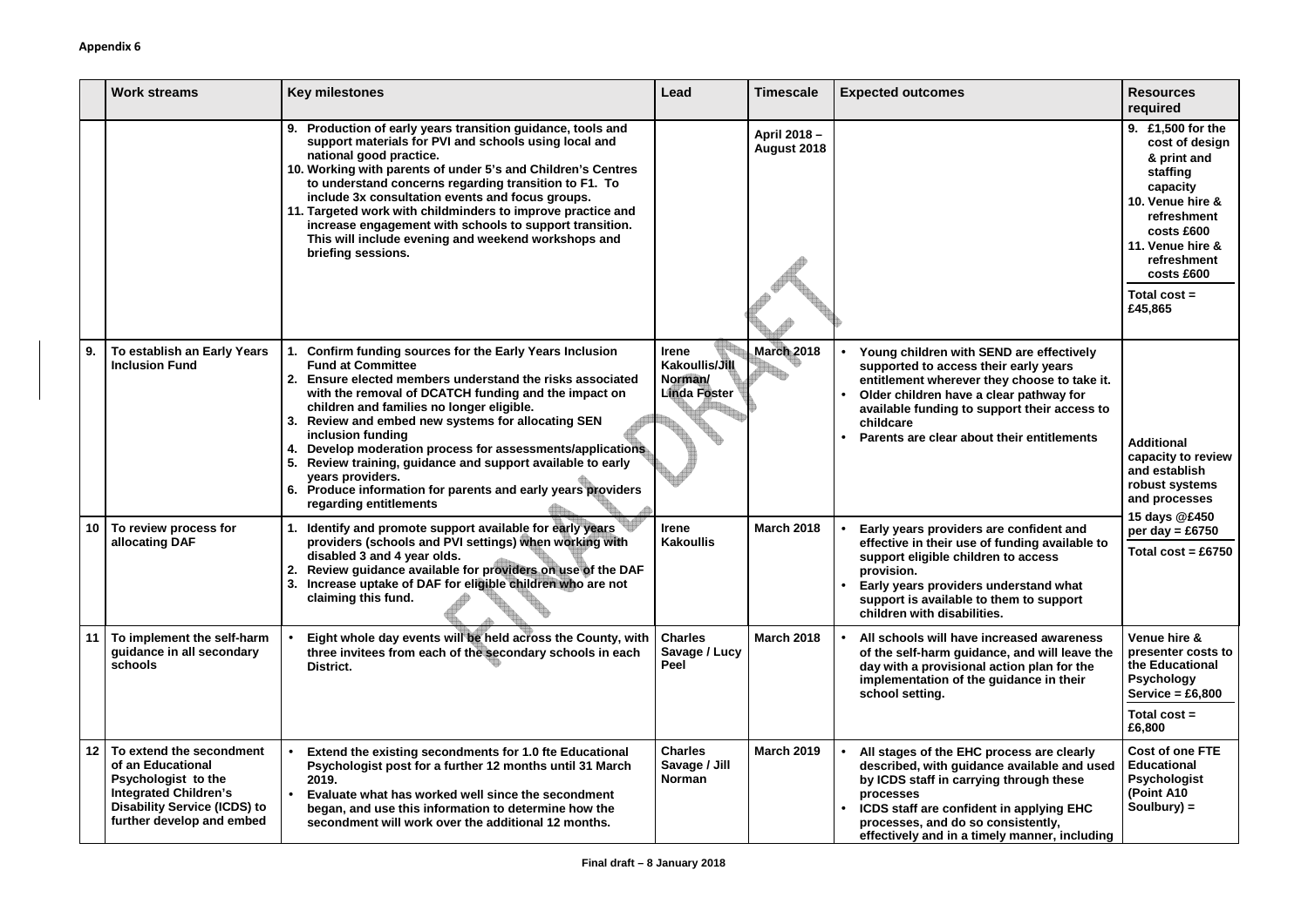**Appendix 6**

| | Work streams | Key milestones | Lead | Timescale | Expected outcomes | Resources required |
|---|---|---|---|---|---|---|
| | | 9. Production of early years transition guidance, tools and support materials for PVI and schools using local and national good practice.<br>10. Working with parents of under 5's and Children's Centres to understand concerns regarding transition to F1. To include 3x consultation events and focus groups.<br>11. Targeted work with childminders to improve practice and increase engagement with schools to support transition. This will include evening and weekend workshops and briefing sessions. | | April 2018 – August 2018 | | 9. £1,500 for the cost of design & print and staffing capacity<br>10. Venue hire & refreshment costs £600<br>11. Venue hire & refreshment costs £600<br>Total cost = £45,865 |
| 9. | To establish an Early Years Inclusion Fund | 1. Confirm funding sources for the Early Years Inclusion Fund at Committee<br>2. Ensure elected members understand the risks associated with the removal of DCATCH funding and the impact on children and families no longer eligible.<br>3. Review and embed new systems for allocating SEN inclusion funding<br>4. Develop moderation process for assessments/applications<br>5. Review training, guidance and support available to early years providers.<br>6. Produce information for parents and early years providers regarding entitlements | Irene Kakoullis/Jill Norman/ Linda Foster | March 2018 | • Young children with SEND are effectively supported to access their early years entitlement wherever they choose to take it.<br>• Older children have a clear pathway for available funding to support their access to childcare<br>• Parents are clear about their entitlements | Additional capacity to review and establish robust systems and processes<br>15 days @£450 per day = £6750<br>Total cost = £6750 |
| 10 | To review process for allocating DAF | 1. Identify and promote support available for early years providers (schools and PVI settings) when working with disabled 3 and 4 year olds.<br>2. Review guidance available for providers on use of the DAF<br>3. Increase uptake of DAF for eligible children who are not claiming this fund. | Irene Kakoullis | March 2018 | • Early years providers are confident and effective in their use of funding available to support eligible children to access provision.<br>• Early years providers understand what support is available to them to support children with disabilities. | |
| 11 | To implement the self-harm guidance in all secondary schools | • Eight whole day events will be held across the County, with three invitees from each of the secondary schools in each District. | Charles Savage / Lucy Peel | March 2018 | • All schools will have increased awareness of the self-harm guidance, and will leave the day with a provisional action plan for the implementation of the guidance in their school setting. | Venue hire & presenter costs to the Educational Psychology Service = £6,800<br>Total cost = £6,800 |
| 12 | To extend the secondment of an Educational Psychologist to the Integrated Children's Disability Service (ICDS) to further develop and embed | • Extend the existing secondments for 1.0 fte Educational Psychologist post for a further 12 months until 31 March 2019.<br>• Evaluate what has worked well since the secondment began, and use this information to determine how the secondment will work over the additional 12 months. | Charles Savage / Jill Norman | March 2019 | • All stages of the EHC process are clearly described, with guidance available and used by ICDS staff in carrying through these processes<br>• ICDS staff are confident in applying EHC processes, and do so consistently, effectively and in a timely manner, including | Cost of one FTE Educational Psychologist (Point A10 Soulbury) = |

Final draft – 8 January 2018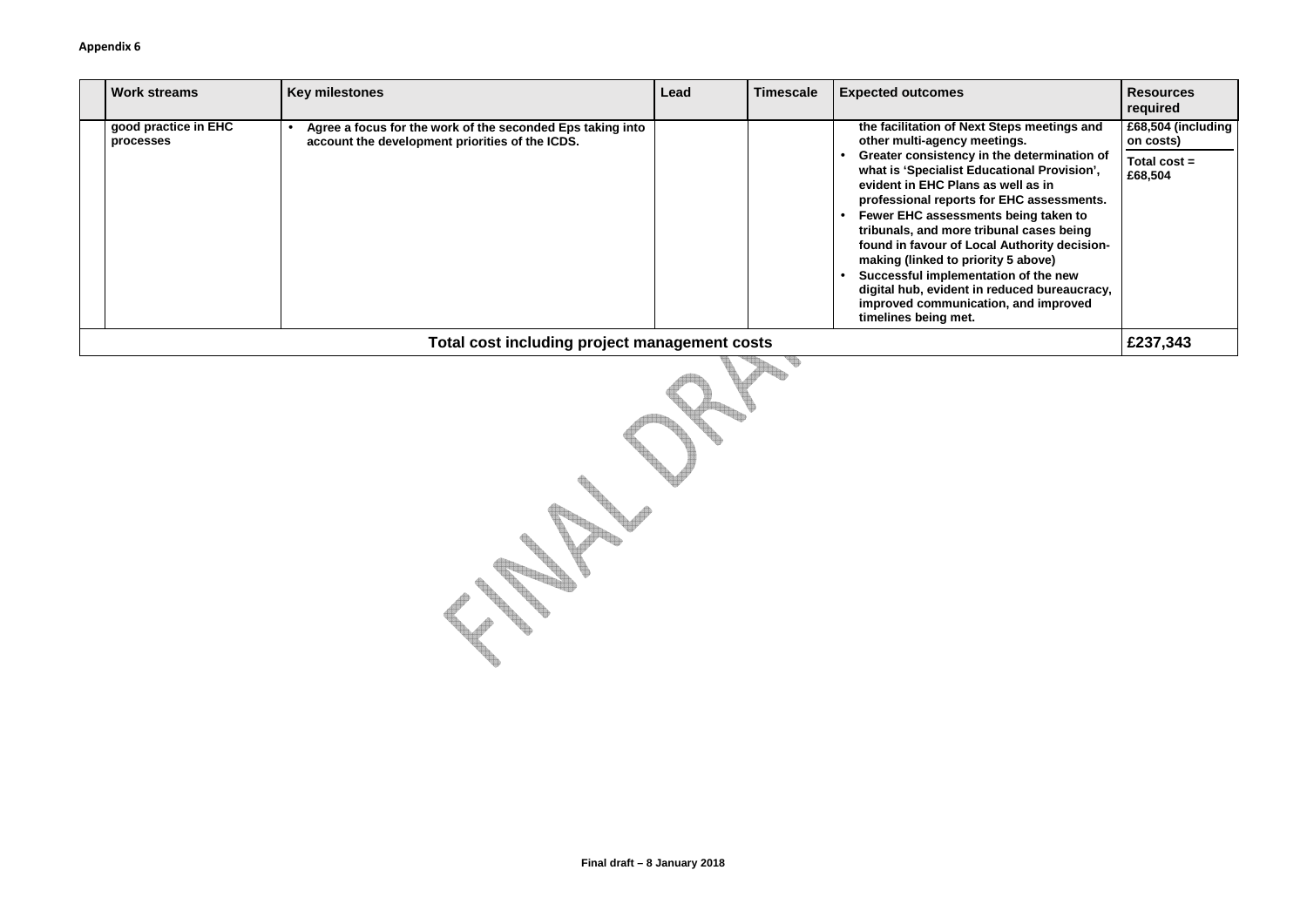**Appendix 6**

| | Work streams | Key milestones | Lead | Timescale | Expected outcomes | Resources required |
|---|---|---|---|---|---|---|
| | good practice in EHC processes | • Agree a focus for the work of the seconded Eps taking into account the development priorities of the ICDS. | | | the facilitation of Next Steps meetings and other multi-agency meetings. <br>• Greater consistency in the determination of what is 'Specialist Educational Provision', evident in EHC Plans as well as in professional reports for EHC assessments. <br>• Fewer EHC assessments being taken to tribunals, and more tribunal cases being found in favour of Local Authority decision-making (linked to priority 5 above) <br>• Successful implementation of the new digital hub, evident in reduced bureaucracy, improved communication, and improved timelines being met. | £68,504 (including on costs) <br><br>Total cost = £68,504 |
| **Total cost including project management costs** | | | | | | **£237,343** |

Final draft – 8 January 2018